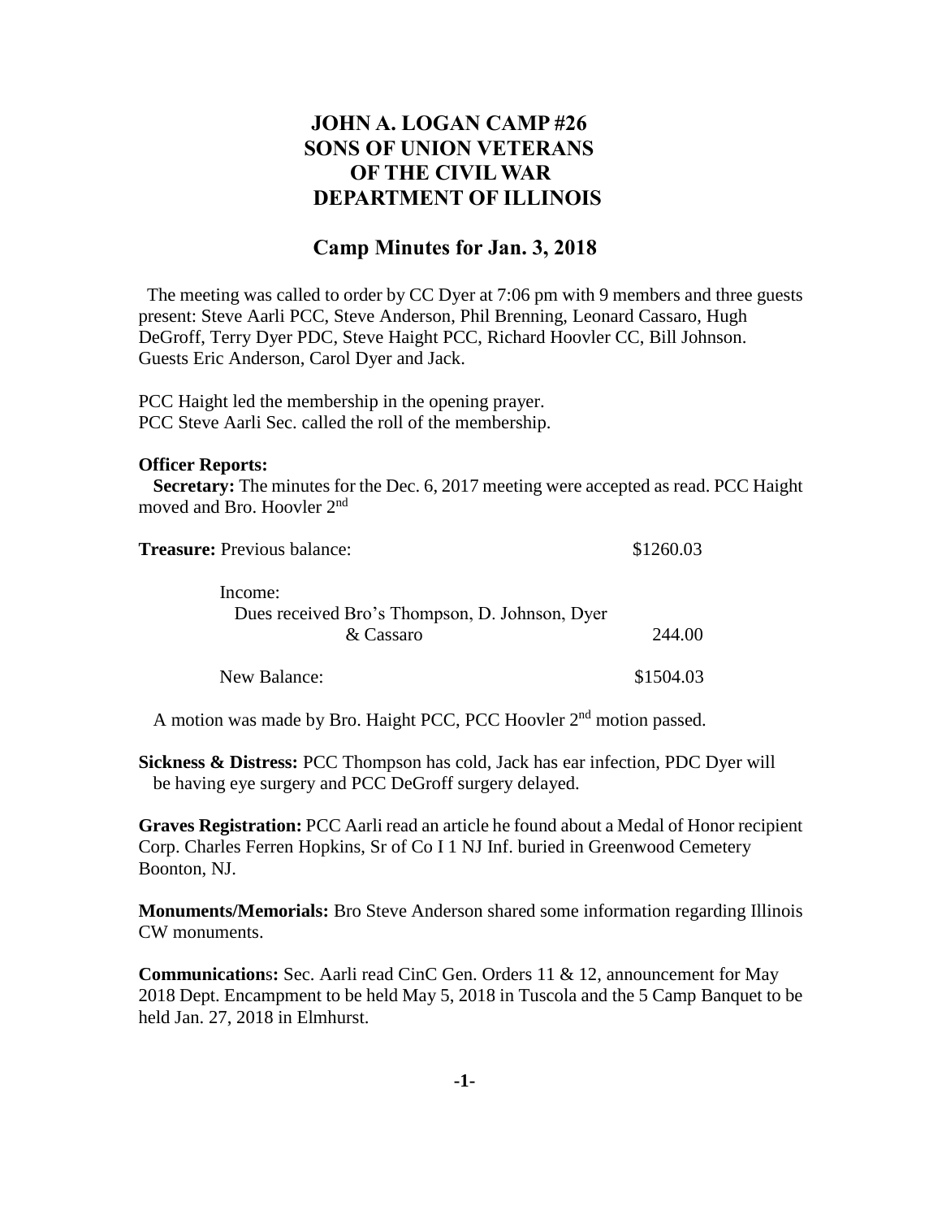# JOHN A. LOGAN CAMP #26
# SONS OF UNION VETERANS
# OF THE CIVIL WAR
# DEPARTMENT OF ILLINOIS

## Camp Minutes for Jan. 3, 2018

The meeting was called to order by CC Dyer at 7:06 pm with 9 members and three guests present: Steve Aarli PCC, Steve Anderson, Phil Brenning, Leonard Cassaro, Hugh DeGroff, Terry Dyer PDC, Steve Haight PCC, Richard Hoovler CC, Bill Johnson. Guests Eric Anderson, Carol Dyer and Jack.

PCC Haight led the membership in the opening prayer.
PCC Steve Aarli Sec. called the roll of the membership.

**Officer Reports:**

**Secretary:** The minutes for the Dec. 6, 2017 meeting were accepted as read. PCC Haight moved and Bro. Hoovler 2nd

| | |
|---|---|
| **Treasure:** Previous balance: | \$1260.03 |
| Income: | |
| Dues received Bro's Thompson, D. Johnson, Dyer & Cassaro | 244.00 |
| New Balance: | \$1504.03 |

A motion was made by Bro. Haight PCC, PCC Hoovler 2nd motion passed.

**Sickness & Distress:** PCC Thompson has cold, Jack has ear infection, PDC Dyer will be having eye surgery and PCC DeGroff surgery delayed.

**Graves Registration:** PCC Aarli read an article he found about a Medal of Honor recipient Corp. Charles Ferren Hopkins, Sr of Co I 1 NJ Inf. buried in Greenwood Cemetery Boonton, NJ.

**Monuments/Memorials:** Bro Steve Anderson shared some information regarding Illinois CW monuments.

**Communications:** Sec. Aarli read CinC Gen. Orders 11 & 12, announcement for May 2018 Dept. Encampment to be held May 5, 2018 in Tuscola and the 5 Camp Banquet to be held Jan. 27, 2018 in Elmhurst.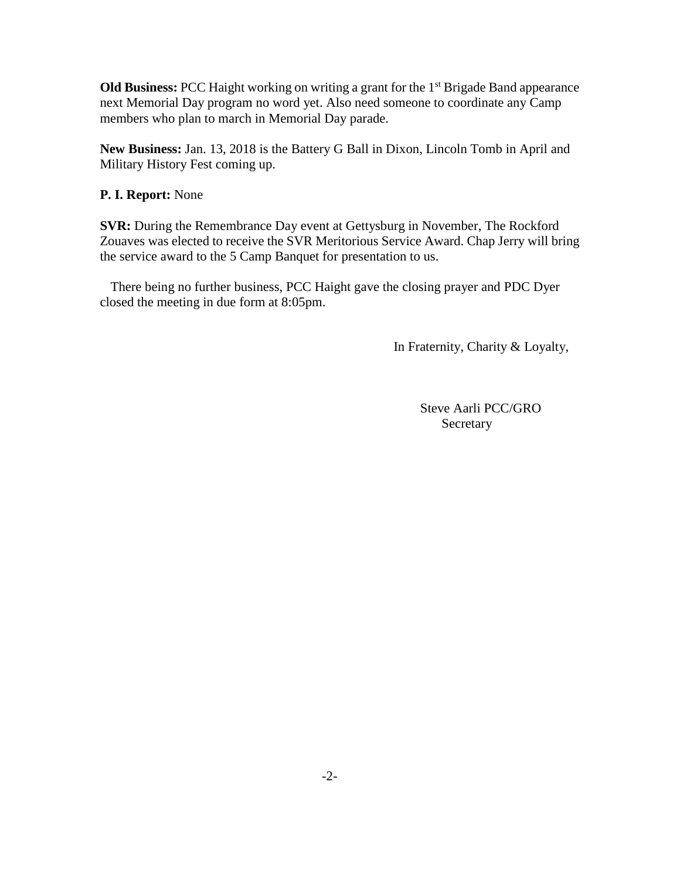**Old Business:** PCC Haight working on writing a grant for the 1st Brigade Band appearance next Memorial Day program no word yet. Also need someone to coordinate any Camp members who plan to march in Memorial Day parade.

**New Business:** Jan. 13, 2018 is the Battery G Ball in Dixon, Lincoln Tomb in April and Military History Fest coming up.

**P. I. Report:** None

**SVR:** During the Remembrance Day event at Gettysburg in November, The Rockford Zouaves was elected to receive the SVR Meritorious Service Award. Chap Jerry will bring the service award to the 5 Camp Banquet for presentation to us.

There being no further business, PCC Haight gave the closing prayer and PDC Dyer closed the meeting in due form at 8:05pm.

In Fraternity, Charity & Loyalty,

Steve Aarli PCC/GRO
Secretary